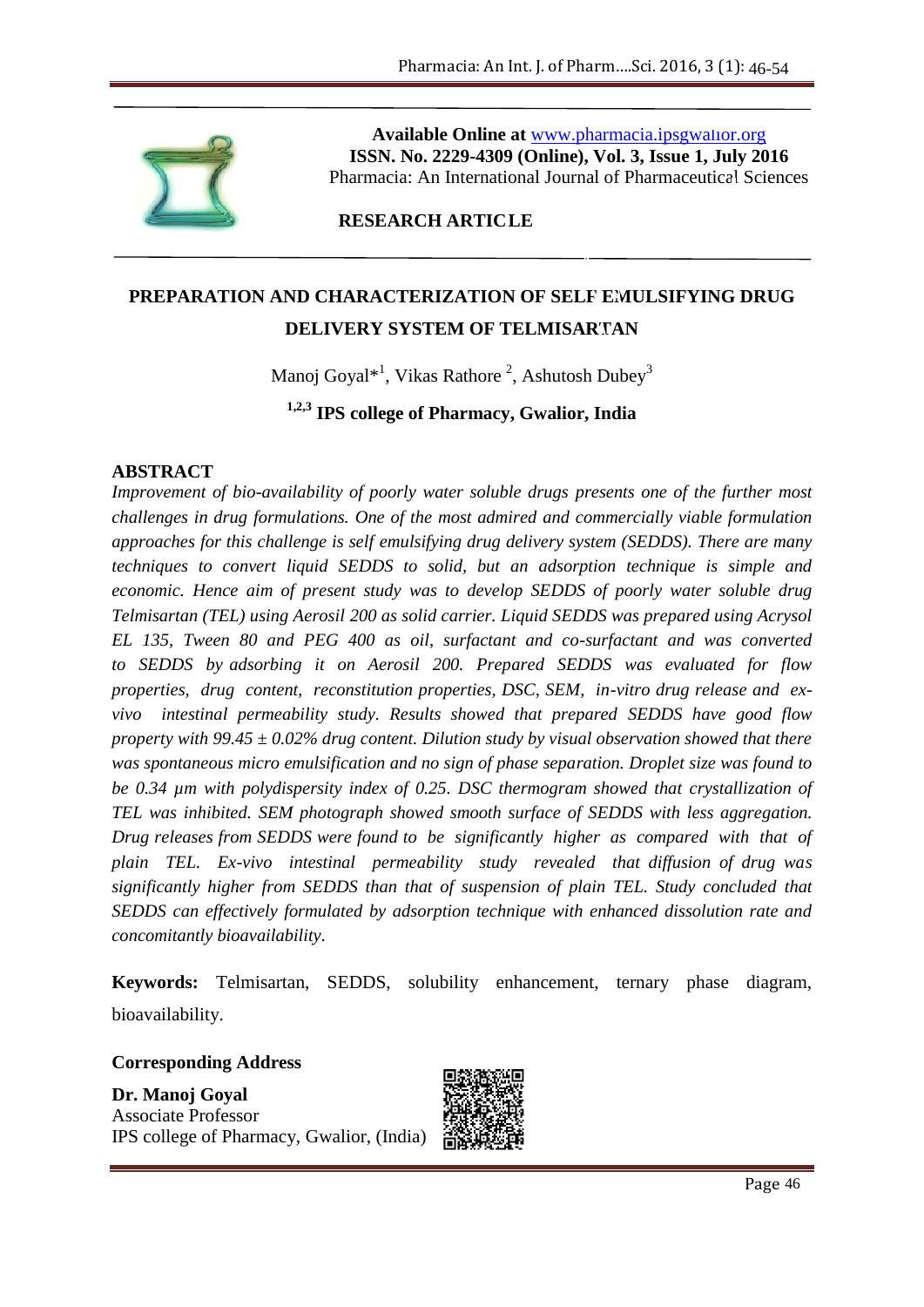**Available Online at** [www.pharmacia.ipsgwalior.org](www.pharmacia.ipsgwalior.org)
**ISSN. No. 2229-4309 (Online), Vol. 3, Issue 1, July 2016**
Pharmacia: An International Journal of Pharmaceutical Sciences

**RESEARCH ARTICLE**

# PREPARATION AND CHARACTERIZATION OF SELF EMULSIFYING DRUG DELIVERY SYSTEM OF TELMISARTAN

Manoj Goyal*[1], Vikas Rathore [2], Ashutosh Dubey[3]

**[1,2,3] IPS college of Pharmacy, Gwalior, India**

## ABSTRACT

*Improvement of bio-availability of poorly water soluble drugs presents one of the further most challenges in drug formulations. One of the most admired and commercially viable formulation approaches for this challenge is self emulsifying drug delivery system (SEDDS). There are many techniques to convert liquid SEDDS to solid, but an adsorption technique is simple and economic. Hence aim of present study was to develop SEDDS of poorly water soluble drug Telmisartan (TEL) using Aerosil 200 as solid carrier. Liquid SEDDS was prepared using Acrysol EL 135, Tween 80 and PEG 400 as oil, surfactant and co-surfactant and was converted to SEDDS by adsorbing it on Aerosil 200. Prepared SEDDS was evaluated for flow properties, drug content, reconstitution properties, DSC, SEM, in-vitro drug release and ex-vivo intestinal permeability study. Results showed that prepared SEDDS have good flow property with 99.45 ± 0.02% drug content. Dilution study by visual observation showed that there was spontaneous micro emulsification and no sign of phase separation. Droplet size was found to be 0.34 µm with polydispersity index of 0.25. DSC thermogram showed that crystallization of TEL was inhibited. SEM photograph showed smooth surface of SEDDS with less aggregation. Drug releases from SEDDS were found to be significantly higher as compared with that of plain TEL. Ex-vivo intestinal permeability study revealed that diffusion of drug was significantly higher from SEDDS than that of suspension of plain TEL. Study concluded that SEDDS can effectively formulated by adsorption technique with enhanced dissolution rate and concomitantly bioavailability.*

**Keywords:** Telmisartan, SEDDS, solubility enhancement, ternary phase diagram, bioavailability.

**Corresponding Address**

**Dr. Manoj Goyal**
Associate Professor
IPS college of Pharmacy, Gwalior, (India)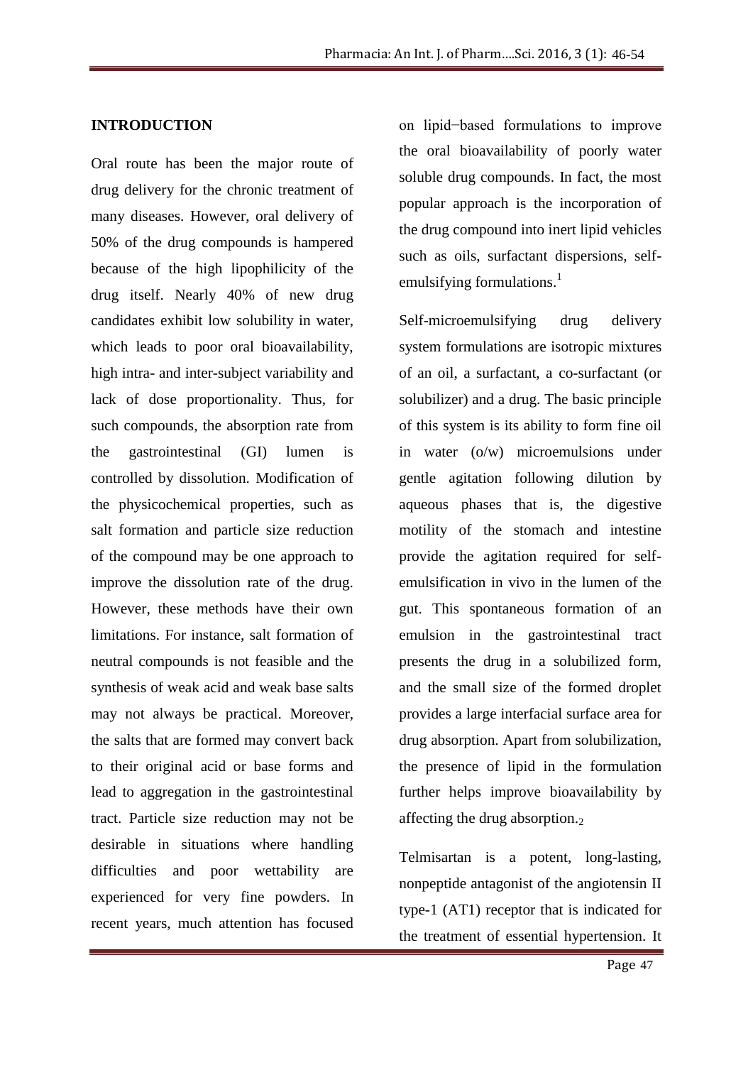## INTRODUCTION

Oral route has been the major route of drug delivery for the chronic treatment of many diseases. However, oral delivery of 50% of the drug compounds is hampered because of the high lipophilicity of the drug itself. Nearly 40% of new drug candidates exhibit low solubility in water, which leads to poor oral bioavailability, high intra- and inter-subject variability and lack of dose proportionality. Thus, for such compounds, the absorption rate from the gastrointestinal (GI) lumen is controlled by dissolution. Modification of the physicochemical properties, such as salt formation and particle size reduction of the compound may be one approach to improve the dissolution rate of the drug. However, these methods have their own limitations. For instance, salt formation of neutral compounds is not feasible and the synthesis of weak acid and weak base salts may not always be practical. Moreover, the salts that are formed may convert back to their original acid or base forms and lead to aggregation in the gastrointestinal tract. Particle size reduction may not be desirable in situations where handling difficulties and poor wettability are experienced for very fine powders. In recent years, much attention has focused on lipid−based formulations to improve the oral bioavailability of poorly water soluble drug compounds. In fact, the most popular approach is the incorporation of the drug compound into inert lipid vehicles such as oils, surfactant dispersions, self-emulsifying formulations.[1]

Self-microemulsifying drug delivery system formulations are isotropic mixtures of an oil, a surfactant, a co-surfactant (or solubilizer) and a drug. The basic principle of this system is its ability to form fine oil in water (o/w) microemulsions under gentle agitation following dilution by aqueous phases that is, the digestive motility of the stomach and intestine provide the agitation required for self-emulsification in vivo in the lumen of the gut. This spontaneous formation of an emulsion in the gastrointestinal tract presents the drug in a solubilized form, and the small size of the formed droplet provides a large interfacial surface area for drug absorption. Apart from solubilization, the presence of lipid in the formulation further helps improve bioavailability by affecting the drug absorption.[2]

Telmisartan is a potent, long-lasting, nonpeptide antagonist of the angiotensin II type-1 (AT1) receptor that is indicated for the treatment of essential hypertension. It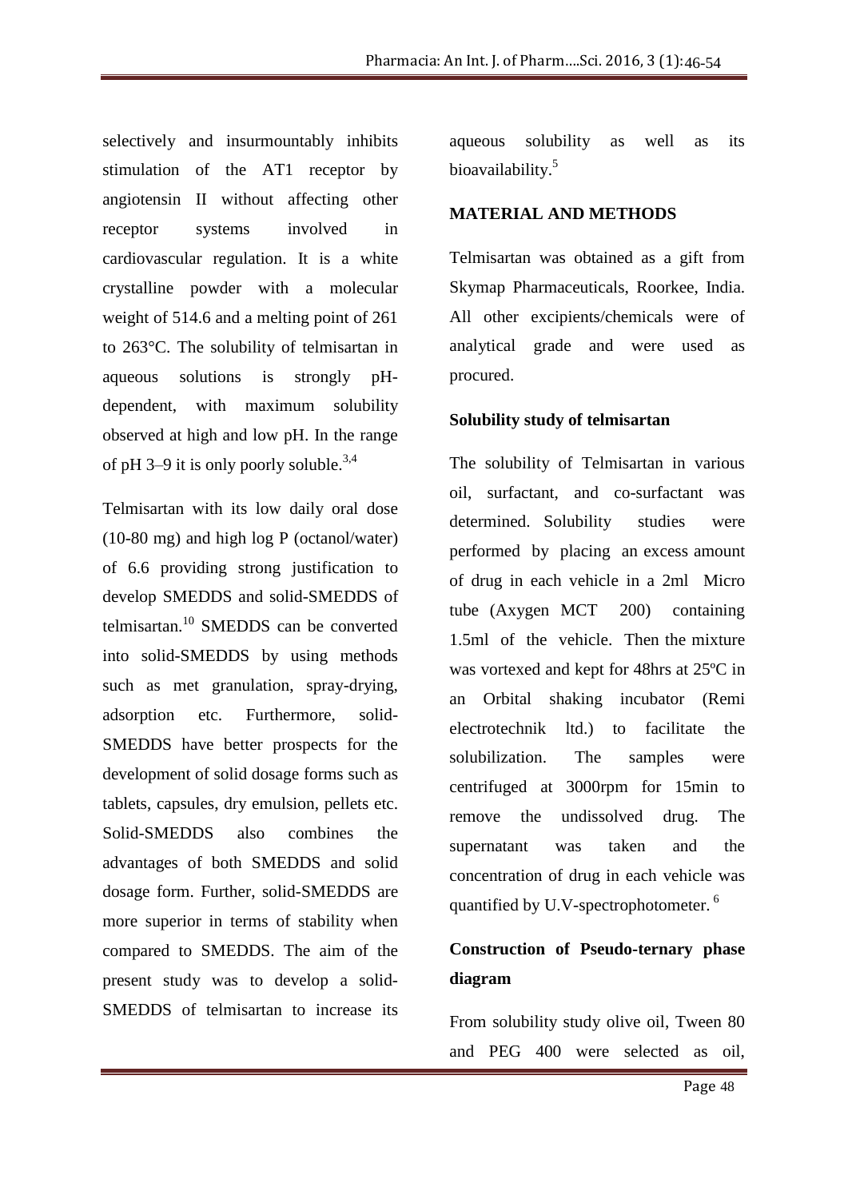selectively and insurmountably inhibits stimulation of the AT1 receptor by angiotensin II without affecting other receptor systems involved in cardiovascular regulation. It is a white crystalline powder with a molecular weight of 514.6 and a melting point of 261 to 263°C. The solubility of telmisartan in aqueous solutions is strongly pH-dependent, with maximum solubility observed at high and low pH. In the range of pH 3–9 it is only poorly soluble.[3,4]

Telmisartan with its low daily oral dose (10-80 mg) and high log P (octanol/water) of 6.6 providing strong justification to develop SMEDDS and solid-SMEDDS of telmisartan.[10] SMEDDS can be converted into solid-SMEDDS by using methods such as met granulation, spray-drying, adsorption etc. Furthermore, solid-SMEDDS have better prospects for the development of solid dosage forms such as tablets, capsules, dry emulsion, pellets etc. Solid-SMEDDS also combines the advantages of both SMEDDS and solid dosage form. Further, solid-SMEDDS are more superior in terms of stability when compared to SMEDDS. The aim of the present study was to develop a solid-SMEDDS of telmisartan to increase its aqueous solubility as well as its bioavailability.[5]

## MATERIAL AND METHODS

Telmisartan was obtained as a gift from Skymap Pharmaceuticals, Roorkee, India. All other excipients/chemicals were of analytical grade and were used as procured.

### Solubility study of telmisartan

The solubility of Telmisartan in various oil, surfactant, and co-surfactant was determined. Solubility studies were performed by placing an excess amount of drug in each vehicle in a 2ml Micro tube (Axygen MCT 200) containing 1.5ml of the vehicle. Then the mixture was vortexed and kept for 48hrs at 25ºC in an Orbital shaking incubator (Remi electrotechnik ltd.) to facilitate the solubilization. The samples were centrifuged at 3000rpm for 15min to remove the undissolved drug. The supernatant was taken and the concentration of drug in each vehicle was quantified by U.V-spectrophotometer.[6]

### Construction of Pseudo-ternary phase diagram

From solubility study olive oil, Tween 80 and PEG 400 were selected as oil,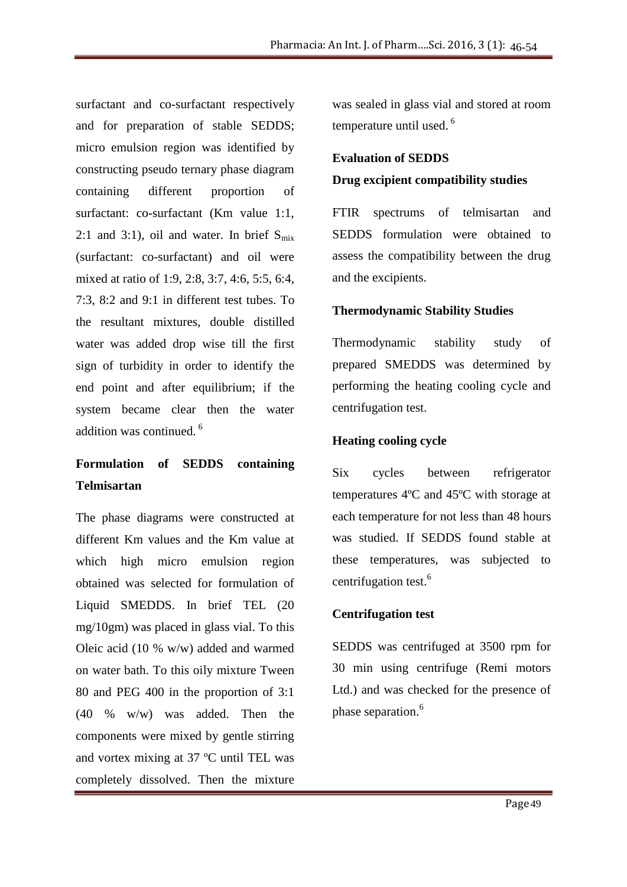surfactant and co-surfactant respectively and for preparation of stable SEDDS; micro emulsion region was identified by constructing pseudo ternary phase diagram containing different proportion of surfactant: co-surfactant (Km value 1:1, 2:1 and 3:1), oil and water. In brief $S_{mix}$ (surfactant: co-surfactant) and oil were mixed at ratio of 1:9, 2:8, 3:7, 4:6, 5:5, 6:4, 7:3, 8:2 and 9:1 in different test tubes. To the resultant mixtures, double distilled water was added drop wise till the first sign of turbidity in order to identify the end point and after equilibrium; if the system became clear then the water addition was continued. [6]

### Formulation of SEDDS containing Telmisartan

The phase diagrams were constructed at different Km values and the Km value at which high micro emulsion region obtained was selected for formulation of Liquid SMEDDS. In brief TEL (20 mg/10gm) was placed in glass vial. To this Oleic acid (10 % w/w) added and warmed on water bath. To this oily mixture Tween 80 and PEG 400 in the proportion of 3:1 (40 % w/w) was added. Then the components were mixed by gentle stirring and vortex mixing at 37 ºC until TEL was completely dissolved. Then the mixture was sealed in glass vial and stored at room temperature until used. [6]

### Evaluation of SEDDS

### Drug excipient compatibility studies

FTIR spectrums of telmisartan and SEDDS formulation were obtained to assess the compatibility between the drug and the excipients.

### Thermodynamic Stability Studies

Thermodynamic stability study of prepared SMEDDS was determined by performing the heating cooling cycle and centrifugation test.

### Heating cooling cycle

Six cycles between refrigerator temperatures 4ºC and 45ºC with storage at each temperature for not less than 48 hours was studied. If SEDDS found stable at these temperatures, was subjected to centrifugation test.[6]

### Centrifugation test

SEDDS was centrifuged at 3500 rpm for 30 min using centrifuge (Remi motors Ltd.) and was checked for the presence of phase separation.[6]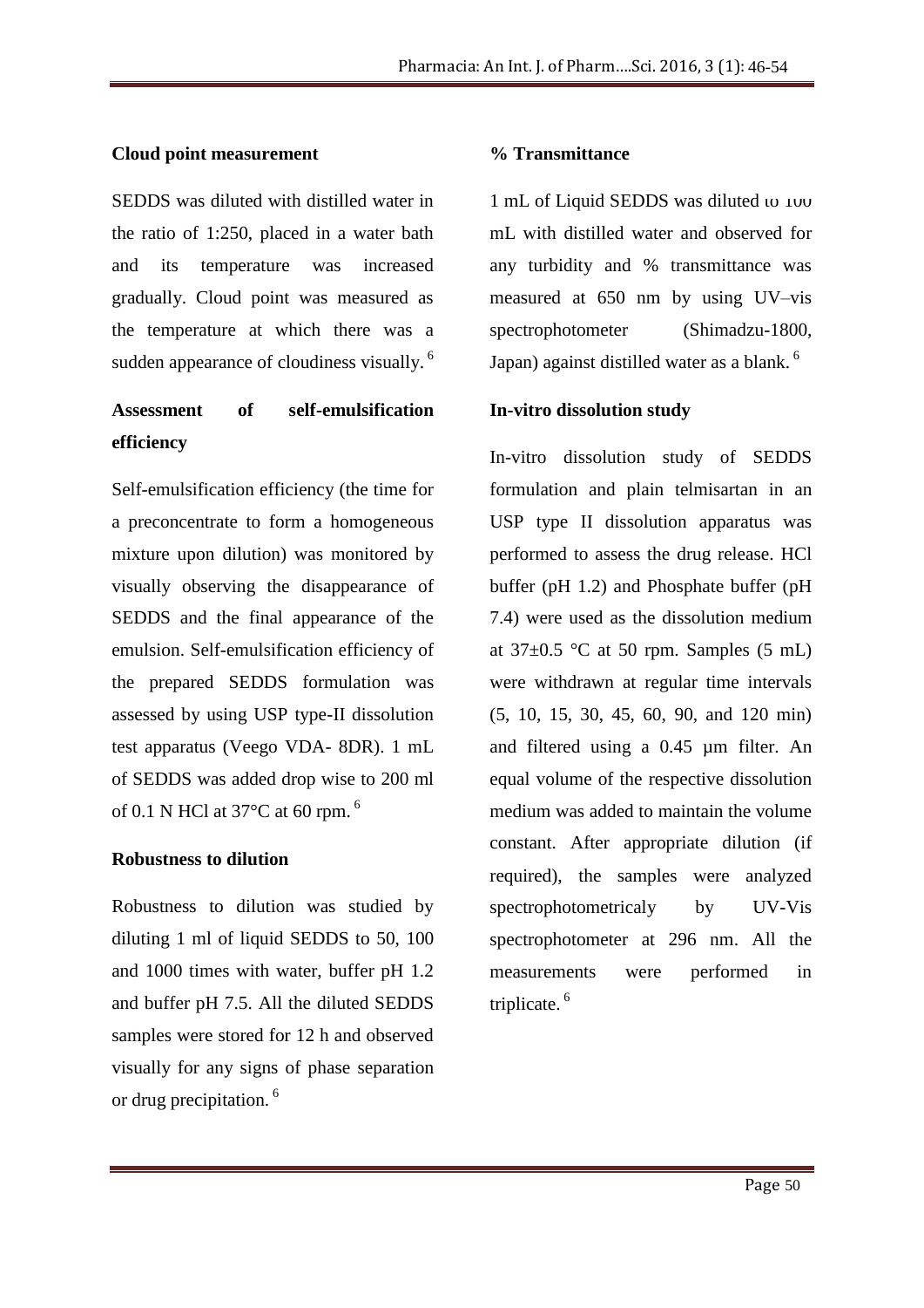### Cloud point measurement

SEDDS was diluted with distilled water in the ratio of 1:250, placed in a water bath and its temperature was increased gradually. Cloud point was measured as the temperature at which there was a sudden appearance of cloudiness visually. [6]

### Assessment of self-emulsification efficiency

Self-emulsification efficiency (the time for a preconcentrate to form a homogeneous mixture upon dilution) was monitored by visually observing the disappearance of SEDDS and the final appearance of the emulsion. Self-emulsification efficiency of the prepared SEDDS formulation was assessed by using USP type-II dissolution test apparatus (Veego VDA- 8DR). 1 mL of SEDDS was added drop wise to 200 ml of 0.1 N HCl at 37°C at 60 rpm. [6]

### Robustness to dilution

Robustness to dilution was studied by diluting 1 ml of liquid SEDDS to 50, 100 and 1000 times with water, buffer pH 1.2 and buffer pH 7.5. All the diluted SEDDS samples were stored for 12 h and observed visually for any signs of phase separation or drug precipitation. [6]

### % Transmittance

1 mL of Liquid SEDDS was diluted to 100 mL with distilled water and observed for any turbidity and % transmittance was measured at 650 nm by using UV–vis spectrophotometer (Shimadzu-1800, Japan) against distilled water as a blank. [6]

### In-vitro dissolution study

In-vitro dissolution study of SEDDS formulation and plain telmisartan in an USP type II dissolution apparatus was performed to assess the drug release. HCl buffer (pH 1.2) and Phosphate buffer (pH 7.4) were used as the dissolution medium at 37±0.5 °C at 50 rpm. Samples (5 mL) were withdrawn at regular time intervals (5, 10, 15, 30, 45, 60, 90, and 120 min) and filtered using a 0.45 µm filter. An equal volume of the respective dissolution medium was added to maintain the volume constant. After appropriate dilution (if required), the samples were analyzed spectrophotometricaly by UV-Vis spectrophotometer at 296 nm. All the measurements were performed in triplicate. [6]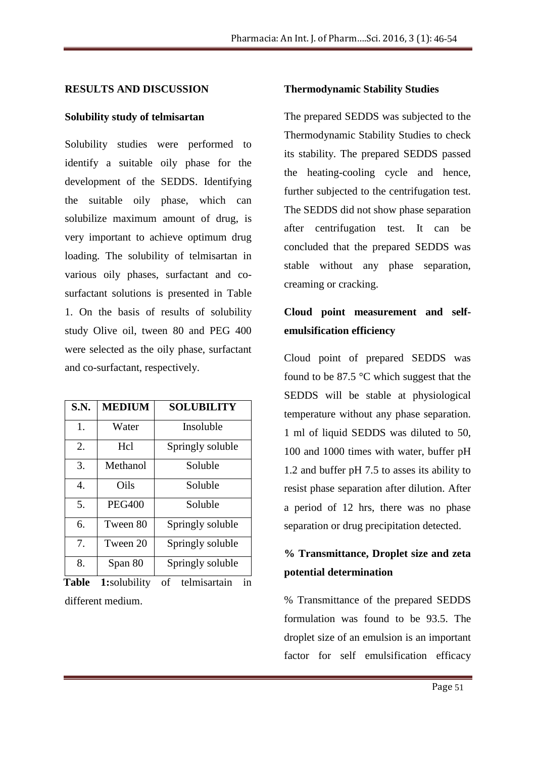## RESULTS AND DISCUSSION

### Solubility study of telmisartan

Solubility studies were performed to identify a suitable oily phase for the development of the SEDDS. Identifying the suitable oily phase, which can solubilize maximum amount of drug, is very important to achieve optimum drug loading. The solubility of telmisartan in various oily phases, surfactant and co-surfactant solutions is presented in Table 1. On the basis of results of solubility study Olive oil, tween 80 and PEG 400 were selected as the oily phase, surfactant and co-surfactant, respectively.

| S.N. | MEDIUM | SOLUBILITY |
|---|---|---|
| 1. | Water | Insoluble |
| 2. | Hcl | Springly soluble |
| 3. | Methanol | Soluble |
| 4. | Oils | Soluble |
| 5. | PEG400 | Soluble |
| 6. | Tween 80 | Springly soluble |
| 7. | Tween 20 | Springly soluble |
| 8. | Span 80 | Springly soluble |

**Table 1:**solubility of telmisartain in different medium.

### Thermodynamic Stability Studies

The prepared SEDDS was subjected to the Thermodynamic Stability Studies to check its stability. The prepared SEDDS passed the heating-cooling cycle and hence, further subjected to the centrifugation test. The SEDDS did not show phase separation after centrifugation test. It can be concluded that the prepared SEDDS was stable without any phase separation, creaming or cracking.

### Cloud point measurement and self-emulsification efficiency

Cloud point of prepared SEDDS was found to be 87.5 °C which suggest that the SEDDS will be stable at physiological temperature without any phase separation. 1 ml of liquid SEDDS was diluted to 50, 100 and 1000 times with water, buffer pH 1.2 and buffer pH 7.5 to asses its ability to resist phase separation after dilution. After a period of 12 hrs, there was no phase separation or drug precipitation detected.

### % Transmittance, Droplet size and zeta potential determination

% Transmittance of the prepared SEDDS formulation was found to be 93.5. The droplet size of an emulsion is an important factor for self emulsification efficacy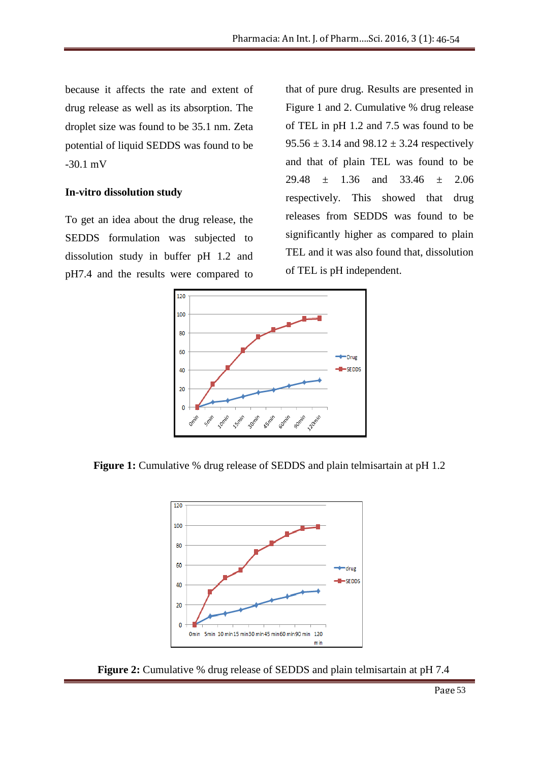because it affects the rate and extent of drug release as well as its absorption. The droplet size was found to be 35.1 nm. Zeta potential of liquid SEDDS was found to be -30.1 mV

### In-vitro dissolution study

To get an idea about the drug release, the SEDDS formulation was subjected to dissolution study in buffer pH 1.2 and pH7.4 and the results were compared to that of pure drug. Results are presented in Figure 1 and 2. Cumulative % drug release of TEL in pH 1.2 and 7.5 was found to be 95.56 ± 3.14 and 98.12 ± 3.24 respectively and that of plain TEL was found to be 29.48 ± 1.36 and 33.46 ± 2.06 respectively. This showed that drug releases from SEDDS was found to be significantly higher as compared to plain TEL and it was also found that, dissolution of TEL is pH independent.

**Figure 1:** Cumulative % drug release of SEDDS and plain telmisartain at pH 1.2

**Figure 2:** Cumulative % drug release of SEDDS and plain telmisartain at pH 7.4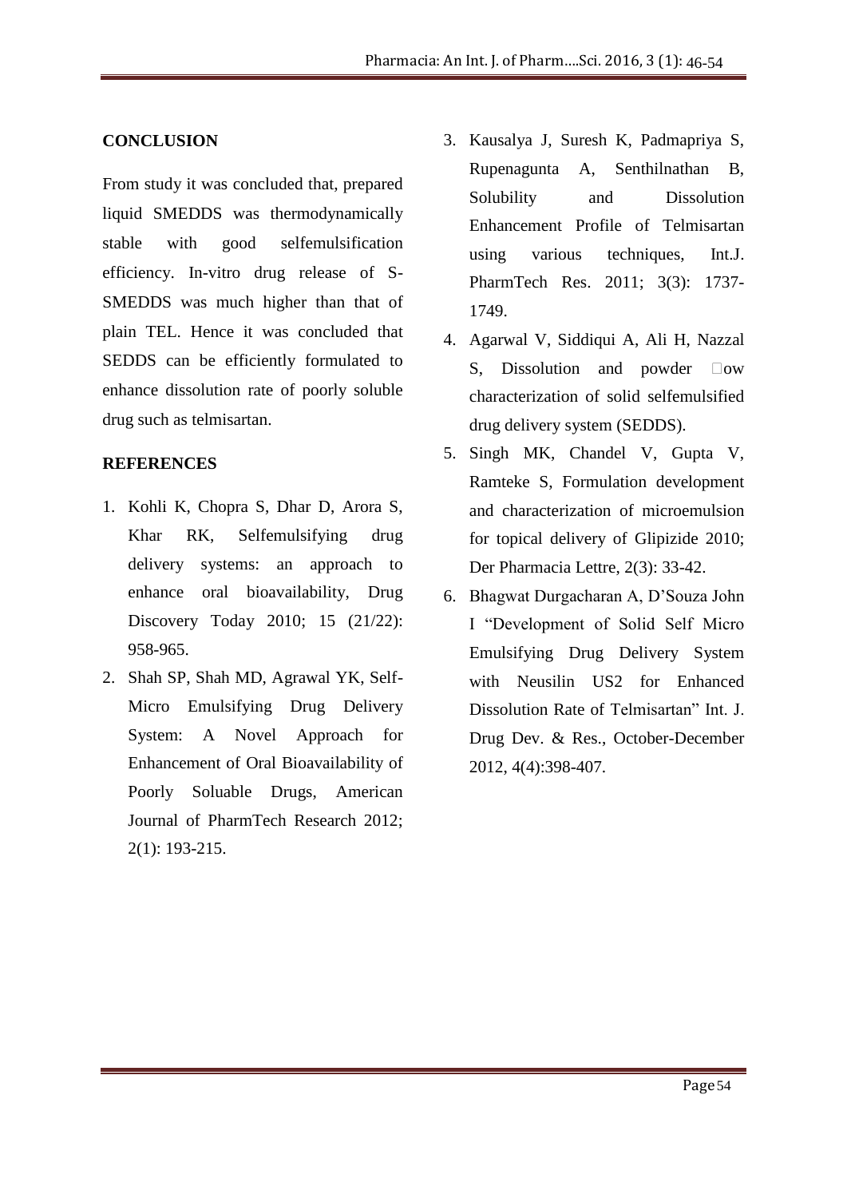## CONCLUSION

From study it was concluded that, prepared liquid SMEDDS was thermodynamically stable with good selfemulsification efficiency. In-vitro drug release of S-SMEDDS was much higher than that of plain TEL. Hence it was concluded that SEDDS can be efficiently formulated to enhance dissolution rate of poorly soluble drug such as telmisartan.

## REFERENCES

1. Kohli K, Chopra S, Dhar D, Arora S, Khar RK, Selfemulsifying drug delivery systems: an approach to enhance oral bioavailability, Drug Discovery Today 2010; 15 (21/22): 958-965.
2. Shah SP, Shah MD, Agrawal YK, Self-Micro Emulsifying Drug Delivery System: A Novel Approach for Enhancement of Oral Bioavailability of Poorly Soluable Drugs, American Journal of PharmTech Research 2012; 2(1): 193-215.
3. Kausalya J, Suresh K, Padmapriya S, Rupenagunta A, Senthilnathan B, Solubility and Dissolution Enhancement Profile of Telmisartan using various techniques, Int.J. PharmTech Res. 2011; 3(3): 1737-1749.
4. Agarwal V, Siddiqui A, Ali H, Nazzal S, Dissolution and powder �ow characterization of solid selfemulsified drug delivery system (SEDDS).
5. Singh MK, Chandel V, Gupta V, Ramteke S, Formulation development and characterization of microemulsion for topical delivery of Glipizide 2010; Der Pharmacia Lettre, 2(3): 33-42.
6. Bhagwat Durgacharan A, D'Souza John I "Development of Solid Self Micro Emulsifying Drug Delivery System with Neusilin US2 for Enhanced Dissolution Rate of Telmisartan" Int. J. Drug Dev. & Res., October-December 2012, 4(4):398-407.